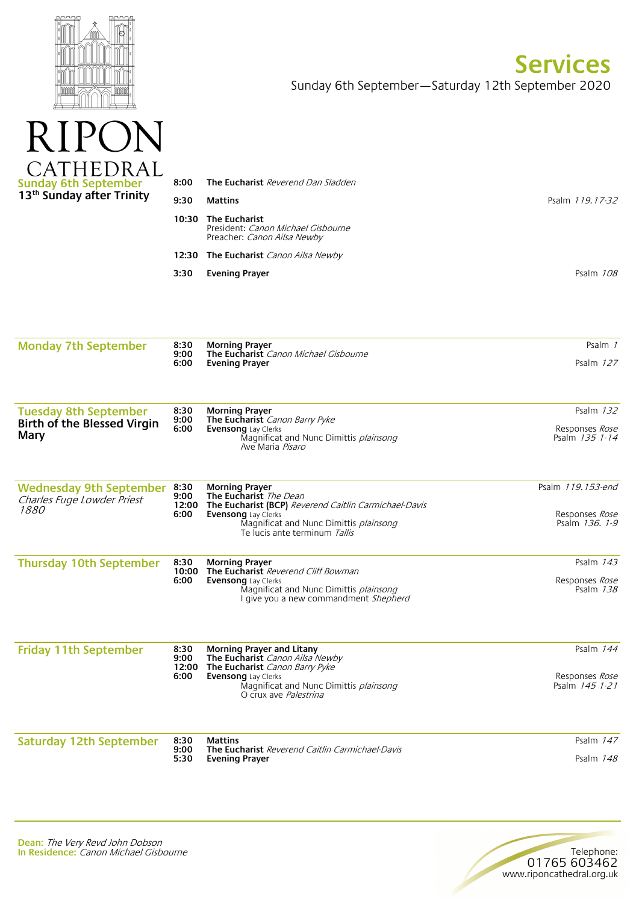RIPON CATHEDRAL

# Services

Sunday 6th September—Saturday 12th September 2020

## Sunday 6th September
**13th Sunday after Trinity**

| Time | Service | Psalm |
|---|---|---|
| 8:00 | **The Eucharist** *Reverend Dan Sladden* | |
| 9:30 | **Mattins** | Psalm *119.17-32* |
| 10:30 | **The Eucharist** President: *Canon Michael Gisbourne* Preacher: *Canon Ailsa Newby* | |
| 12:30 | **The Eucharist** *Canon Ailsa Newby* | |
| 3:30 | **Evening Prayer** | Psalm *108* |

## Monday 7th September

| Time | Service | Psalm |
|---|---|---|
| 8:30 | **Morning Prayer** | Psalm *1* |
| 9:00 | **The Eucharist** *Canon Michael Gisbourne* | |
| 6:00 | **Evening Prayer** | Psalm *127* |

## Tuesday 8th September
**Birth of the Blessed Virgin Mary**

| Time | Service | Psalm |
|---|---|---|
| 8:30 | **Morning Prayer** | Psalm *132* |
| 9:00 | **The Eucharist** *Canon Barry Pyke* | |
| 6:00 | **Evensong** Lay Clerks<br>Magnificat and Nunc Dimittis *plainsong*<br>Ave Maria *Pisaro* | Responses *Rose*<br>Psalm *135 1-14* |

## Wednesday 9th September
*Charles Fuge Lowder Priest 1880*

| Time | Service | Psalm |
|---|---|---|
| 8:30 | **Morning Prayer** | Psalm *119.153-end* |
| 9:00 | **The Eucharist** *The Dean* | |
| 12:00 | **The Eucharist (BCP)** *Reverend Caitlin Carmichael-Davis* | |
| 6:00 | **Evensong** Lay Clerks<br>Magnificat and Nunc Dimittis *plainsong*<br>Te lucis ante terminum *Tallis* | Responses *Rose*<br>Psalm *136. 1-9* |

## Thursday 10th September

| Time | Service | Psalm |
|---|---|---|
| 8:30 | **Morning Prayer** | Psalm *143* |
| 10:00 | **The Eucharist** *Reverend Cliff Bowman* | |
| 6:00 | **Evensong** Lay Clerks<br>Magnificat and Nunc Dimittis *plainsong*<br>I give you a new commandment *Shepherd* | Responses *Rose*<br>Psalm *138* |

## Friday 11th September

| Time | Service | Psalm |
|---|---|---|
| 8:30 | **Morning Prayer and Litany** | Psalm *144* |
| 9:00 | **The Eucharist** *Canon Ailsa Newby* | |
| 12:00 | **The Eucharist** *Canon Barry Pyke* | |
| 6:00 | **Evensong** Lay Clerks<br>Magnificat and Nunc Dimittis *plainsong*<br>O crux ave *Palestrina* | Responses *Rose*<br>Psalm *145 1-21* |

## Saturday 12th September

| Time | Service | Psalm |
|---|---|---|
| 8:30 | **Mattins** | Psalm *147* |
| 9:00 | **The Eucharist** *Reverend Caitlin Carmichael-Davis* | |
| 5:30 | **Evening Prayer** | Psalm *148* |

**Dean:** *The Very Revd John Dobson*
**In Residence:** *Canon Michael Gisbourne*

Telephone: 01765 603462
www.riponcathedral.org.uk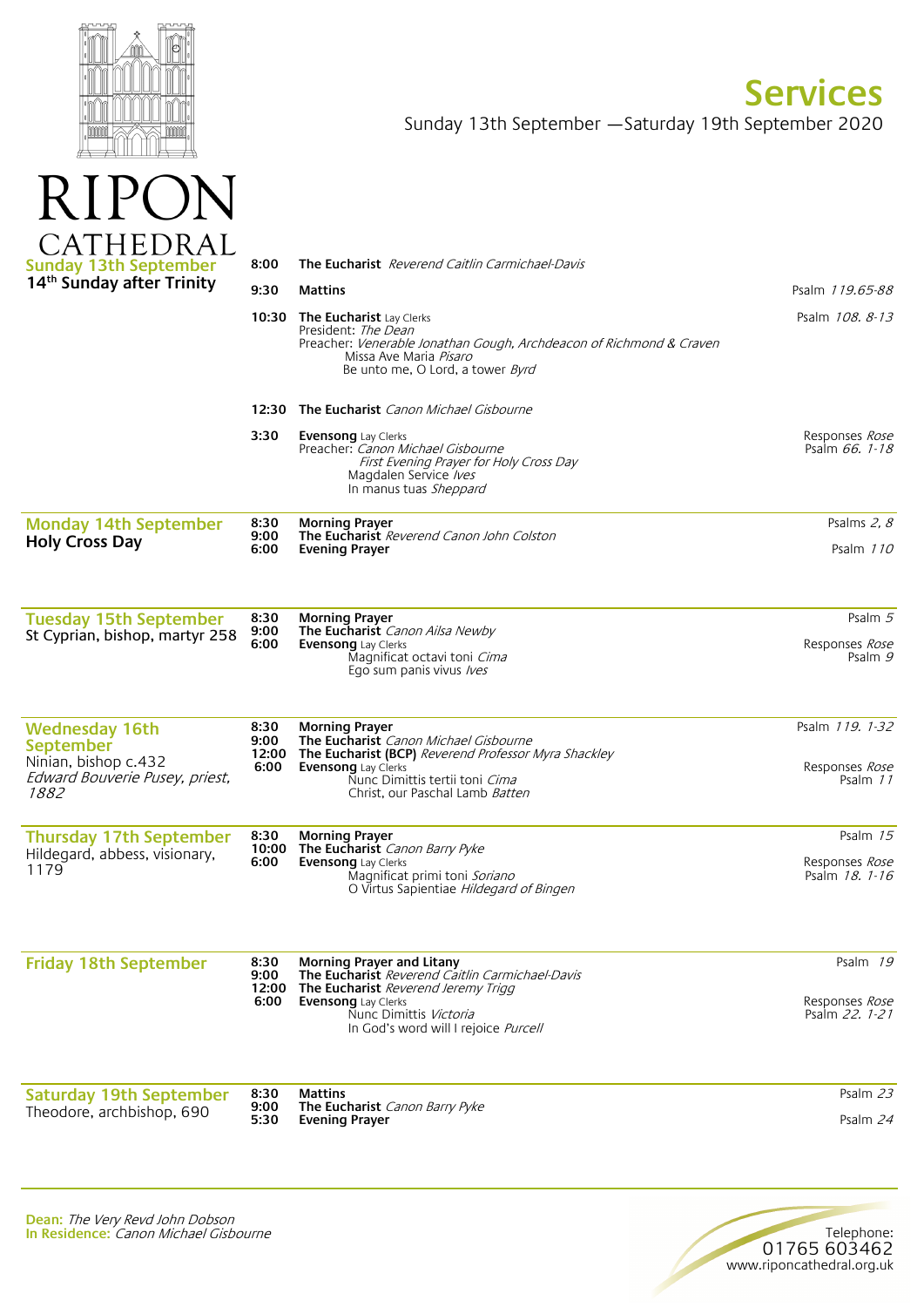# RIPON CATHEDRAL

## Services

Sunday 13th September —Saturday 19th September 2020

### Sunday 13th September
**14th Sunday after Trinity**

**8:00** **The Eucharist** *Reverend Caitlin Carmichael-Davis*

**9:30** **Mattins** — Psalm *119.65-88*

**10:30** **The Eucharist** Lay Clerks — Psalm *108. 8-13*
President: *The Dean*
Preacher: *Venerable Jonathan Gough, Archdeacon of Richmond & Craven*
Missa Ave Maria *Pisaro*
Be unto me, O Lord, a tower *Byrd*

**12:30** **The Eucharist** *Canon Michael Gisbourne*

**3:30** **Evensong** Lay Clerks — Responses *Rose*, Psalm *66. 1-18*
Preacher: *Canon Michael Gisbourne*
*First Evening Prayer for Holy Cross Day*
Magdalen Service *Ives*
In manus tuas *Sheppard*

### Monday 14th September
**Holy Cross Day**

**8:30** **Morning Prayer** — Psalms *2, 8*
**9:00** **The Eucharist** *Reverend Canon John Colston*
**6:00** **Evening Prayer** — Psalm *110*

### Tuesday 15th September
St Cyprian, bishop, martyr 258

**8:30** **Morning Prayer** — Psalm *5*
**9:00** **The Eucharist** *Canon Ailsa Newby*
**6:00** **Evensong** Lay Clerks — Responses *Rose*, Psalm *9*
Magnificat octavi toni *Cima*
Ego sum panis vivus *Ives*

### Wednesday 16th September
Ninian, bishop c.432
*Edward Bouverie Pusey, priest, 1882*

**8:30** **Morning Prayer** — Psalm *119. 1-32*
**9:00** **The Eucharist** *Canon Michael Gisbourne*
**12:00** **The Eucharist (BCP)** *Reverend Professor Myra Shackley*
**6:00** **Evensong** Lay Clerks — Responses *Rose*, Psalm *11*
Nunc Dimittis tertii toni *Cima*
Christ, our Paschal Lamb *Batten*

### Thursday 17th September
Hildegard, abbess, visionary, 1179

**8:30** **Morning Prayer** — Psalm *15*
**10:00** **The Eucharist** *Canon Barry Pyke*
**6:00** **Evensong** Lay Clerks — Responses *Rose*, Psalm *18. 1-16*
Magnificat primi toni *Soriano*
O Virtus Sapientiae *Hildegard of Bingen*

### Friday 18th September

**8:30** **Morning Prayer and Litany** — Psalm *19*
**9:00** **The Eucharist** *Reverend Caitlin Carmichael-Davis*
**12:00** **The Eucharist** *Reverend Jeremy Trigg*
**6:00** **Evensong** Lay Clerks — Responses *Rose*, Psalm *22. 1-21*
Nunc Dimittis *Victoria*
In God's word will I rejoice *Purcell*

### Saturday 19th September
Theodore, archbishop, 690

**8:30** **Mattins** — Psalm *23*
**9:00** **The Eucharist** *Canon Barry Pyke*
**5:30** **Evening Prayer** — Psalm *24*

---

**Dean:** *The Very Revd John Dobson*
**In Residence:** *Canon Michael Gisbourne*

Telephone: 01765 603462
www.riponcathedral.org.uk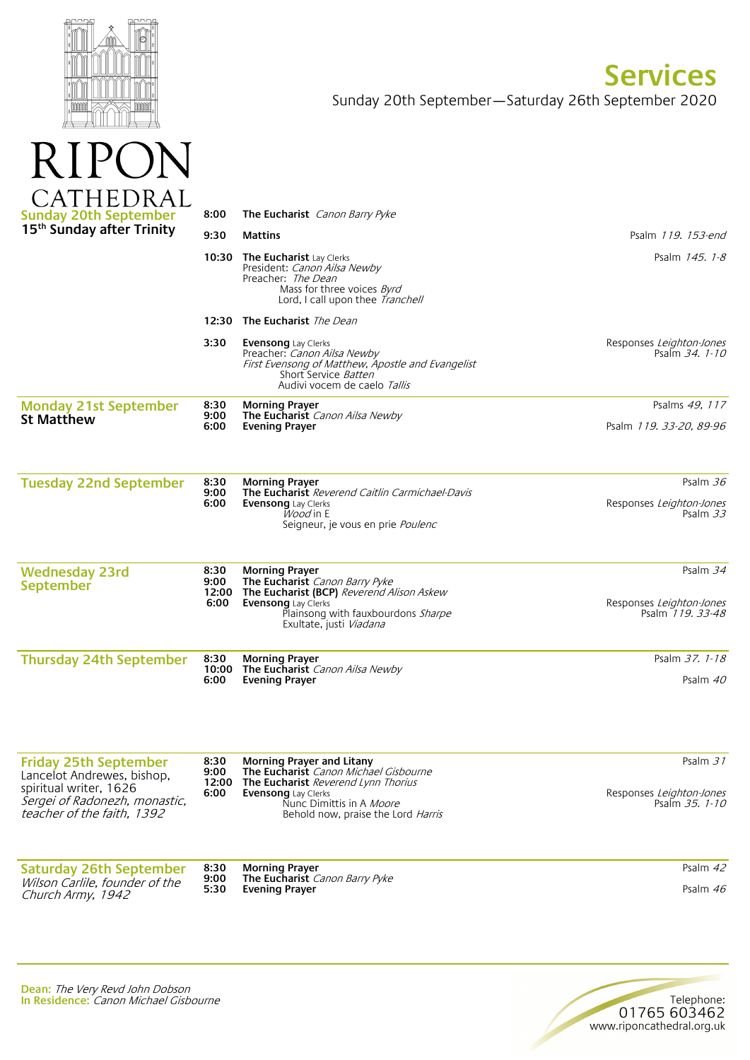# RIPON CATHEDRAL

## Services

Sunday 20th September—Saturday 26th September 2020

### Sunday 20th September
**15th Sunday after Trinity**

**8:00** **The Eucharist** *Canon Barry Pyke*

**9:30** **Mattins** — Psalm *119. 153-end*

**10:30** **The Eucharist** Lay Clerks — Psalm *145. 1-8*
President: *Canon Ailsa Newby*
Preacher: *The Dean*
Mass for three voices *Byrd*
Lord, I call upon thee *Tranchell*

**12:30** **The Eucharist** *The Dean*

**3:30** **Evensong** Lay Clerks — Responses *Leighton-Jones*, Psalm *34. 1-10*
Preacher: *Canon Ailsa Newby*
*First Evensong of Matthew, Apostle and Evangelist*
Short Service *Batten*
Audivi vocem de caelo *Tallis*

### Monday 21st September
**St Matthew**

**8:30** **Morning Prayer** — Psalms *49, 117*
**9:00** **The Eucharist** *Canon Ailsa Newby*
**6:00** **Evening Prayer** — Psalm *119. 33-20, 89-96*

### Tuesday 22nd September

**8:30** **Morning Prayer** — Psalm *36*
**9:00** **The Eucharist** *Reverend Caitlin Carmichael-Davis*
**6:00** **Evensong** Lay Clerks — Responses *Leighton-Jones*, Psalm *33*
*Wood* in E
Seigneur, je vous en prie *Poulenc*

### Wednesday 23rd September

**8:30** **Morning Prayer** — Psalm *34*
**9:00** **The Eucharist** *Canon Barry Pyke*
**12:00** **The Eucharist (BCP)** *Reverend Alison Askew*
**6:00** **Evensong** Lay Clerks — Responses *Leighton-Jones*, Psalm *119. 33-48*
Plainsong with fauxbourdons *Sharpe*
Exultate, justi *Viadana*

### Thursday 24th September

**8:30** **Morning Prayer** — Psalm *37. 1-18*
**10:00** **The Eucharist** *Canon Ailsa Newby*
**6:00** **Evening Prayer** — Psalm *40*

### Friday 25th September
Lancelot Andrewes, bishop, spiritual writer, 1626
*Sergei of Radonezh, monastic, teacher of the faith, 1392*

**8:30** **Morning Prayer and Litany** — Psalm *31*
**9:00** **The Eucharist** *Canon Michael Gisbourne*
**12:00** **The Eucharist** *Reverend Lynn Thorius*
**6:00** **Evensong** Lay Clerks — Responses *Leighton-Jones*, Psalm *35. 1-10*
Nunc Dimittis in A *Moore*
Behold now, praise the Lord *Harris*

### Saturday 26th September
*Wilson Carlile, founder of the Church Army, 1942*

**8:30** **Morning Prayer** — Psalm *42*
**9:00** **The Eucharist** *Canon Barry Pyke*
**5:30** **Evening Prayer** — Psalm *46*

---

**Dean:** *The Very Revd John Dobson*
**In Residence:** *Canon Michael Gisbourne*

Telephone:
01765 603462
www.riponcathedral.org.uk